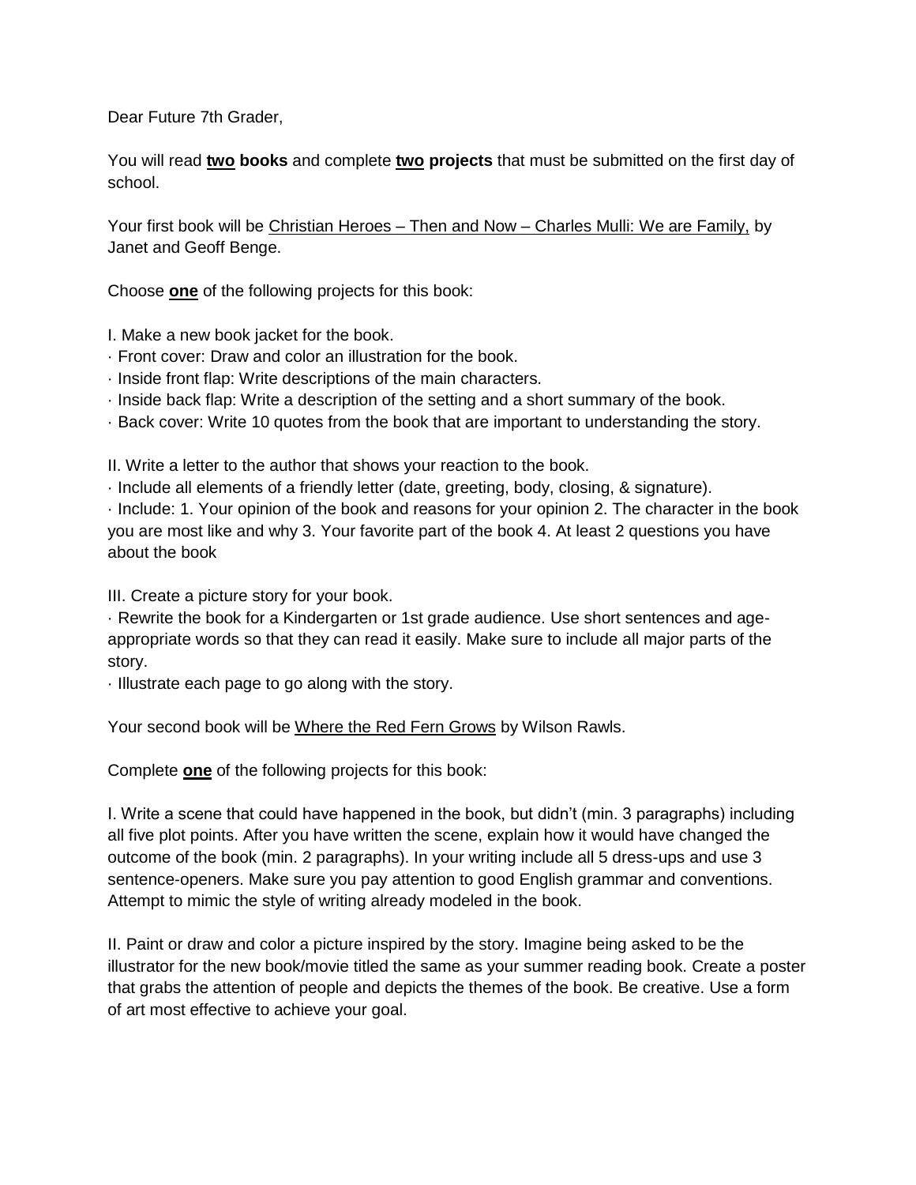Dear Future 7th Grader,

You will read **two books** and complete **two projects** that must be submitted on the first day of school.

Your first book will be Christian Heroes – Then and Now – Charles Mulli: We are Family, by Janet and Geoff Benge.

Choose **one** of the following projects for this book:

I. Make a new book jacket for the book.

· Front cover: Draw and color an illustration for the book.

· Inside front flap: Write descriptions of the main characters.

· Inside back flap: Write a description of the setting and a short summary of the book.

· Back cover: Write 10 quotes from the book that are important to understanding the story.

II. Write a letter to the author that shows your reaction to the book.

· Include all elements of a friendly letter (date, greeting, body, closing, & signature).

· Include: 1. Your opinion of the book and reasons for your opinion 2. The character in the book you are most like and why 3. Your favorite part of the book 4. At least 2 questions you have about the book

III. Create a picture story for your book.

· Rewrite the book for a Kindergarten or 1st grade audience. Use short sentences and age-appropriate words so that they can read it easily. Make sure to include all major parts of the story.

· Illustrate each page to go along with the story.

Your second book will be Where the Red Fern Grows by Wilson Rawls.

Complete **one** of the following projects for this book:

I. Write a scene that could have happened in the book, but didn't (min. 3 paragraphs) including all five plot points. After you have written the scene, explain how it would have changed the outcome of the book (min. 2 paragraphs). In your writing include all 5 dress-ups and use 3 sentence-openers. Make sure you pay attention to good English grammar and conventions. Attempt to mimic the style of writing already modeled in the book.

II. Paint or draw and color a picture inspired by the story. Imagine being asked to be the illustrator for the new book/movie titled the same as your summer reading book. Create a poster that grabs the attention of people and depicts the themes of the book. Be creative. Use a form of art most effective to achieve your goal.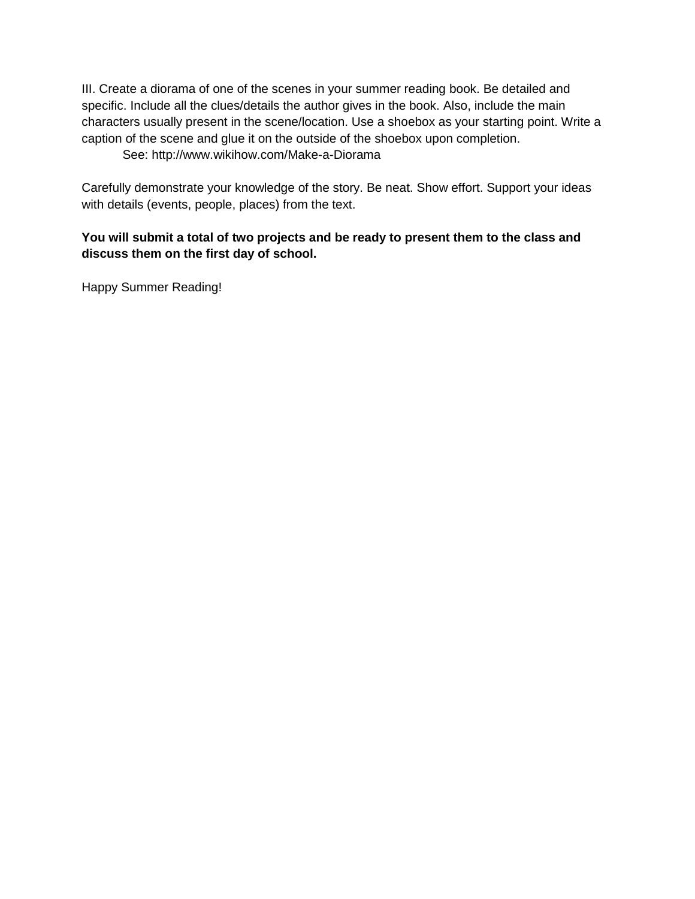III. Create a diorama of one of the scenes in your summer reading book. Be detailed and specific. Include all the clues/details the author gives in the book. Also, include the main characters usually present in the scene/location. Use a shoebox as your starting point. Write a caption of the scene and glue it on the outside of the shoebox upon completion.

See: http://www.wikihow.com/Make-a-Diorama

Carefully demonstrate your knowledge of the story. Be neat. Show effort. Support your ideas with details (events, people, places) from the text.

**You will submit a total of two projects and be ready to present them to the class and discuss them on the first day of school.**

Happy Summer Reading!